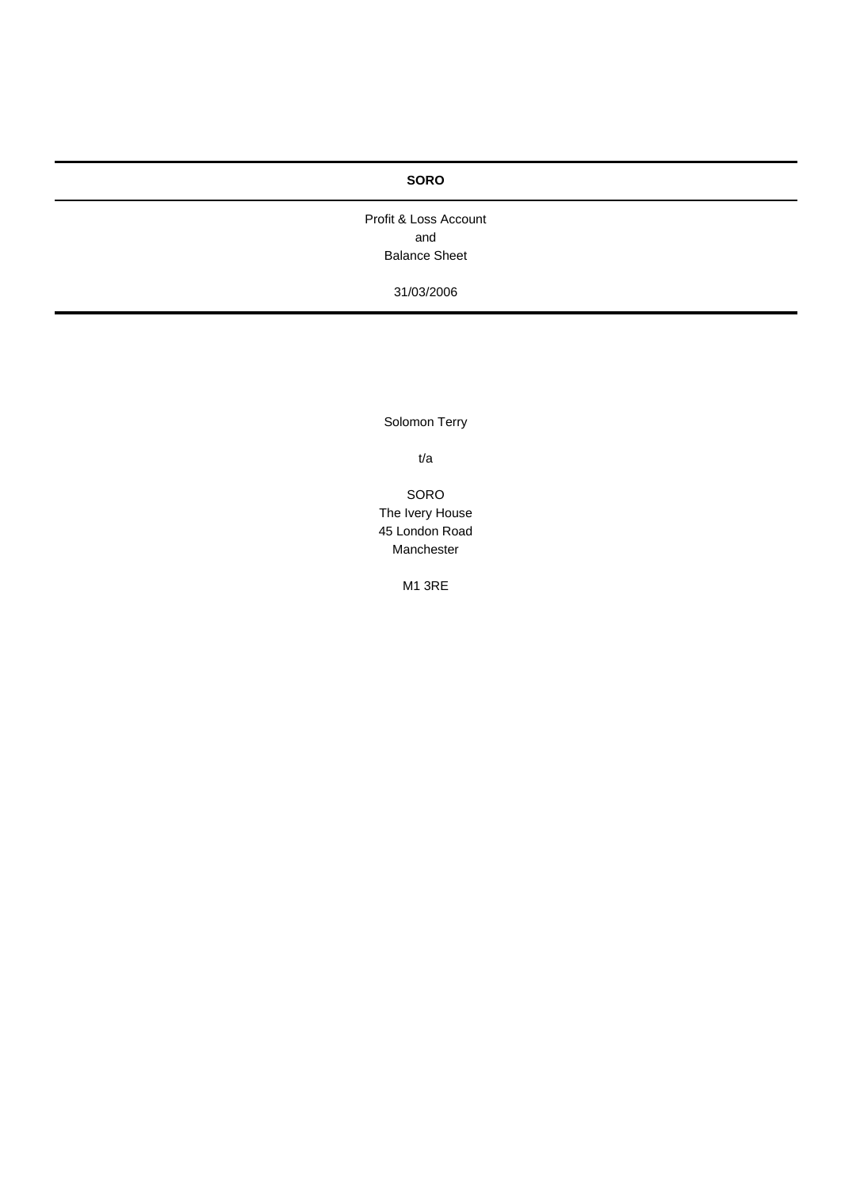# SORO

Profit & Loss Account
and
Balance Sheet

31/03/2006

Solomon Terry

t/a

SORO
The Ivery House
45 London Road
Manchester

M1 3RE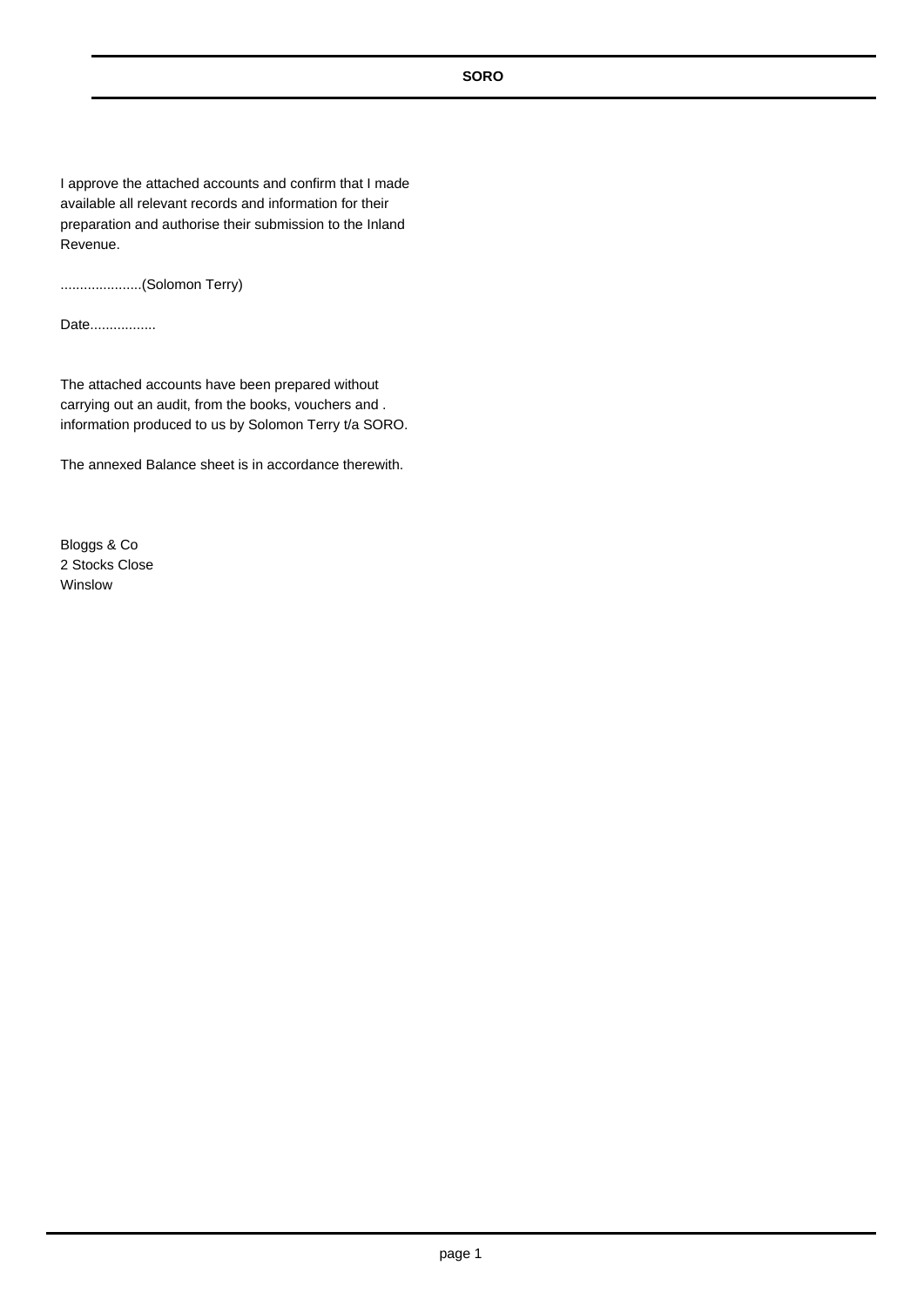**SORO**

I approve the attached accounts and confirm that I made available all relevant records and information for their preparation and authorise their submission to the Inland Revenue.

.....................(Solomon Terry)

Date.................

The attached accounts have been prepared without carrying out an audit, from the books, vouchers and . information produced to us by Solomon Terry t/a SORO.

The annexed Balance sheet is in accordance therewith.

Bloggs & Co
2 Stocks Close
Winslow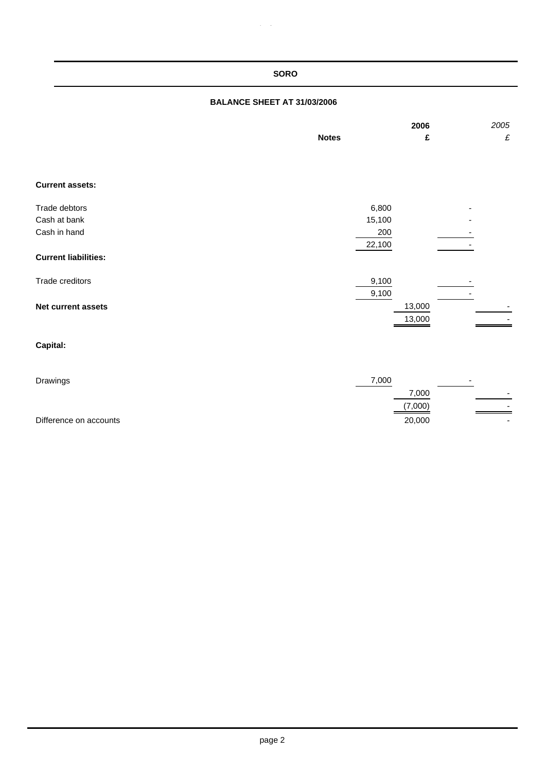## SORO

### BALANCE SHEET AT 31/03/2006

| | Notes | | 2006 £ | | *2005 £* |
|---|---|---|---|---|---|
| **Current assets:** | | | | | |
| Trade debtors | | 6,800 | | - | |
| Cash at bank | | 15,100 | | - | |
| Cash in hand | | 200 | | - | |
| | | 22,100 | | - | |
| **Current liabilities:** | | | | | |
| Trade creditors | | 9,100 | | - | |
| | | 9,100 | | - | |
| **Net current assets** | | | 13,000 | | - |
| | | | 13,000 | | - |
| **Capital:** | | | | | |
| Drawings | | 7,000 | | - | |
| | | | 7,000 | | - |
| | | | (7,000) | | - |
| Difference on accounts | | | 20,000 | | - |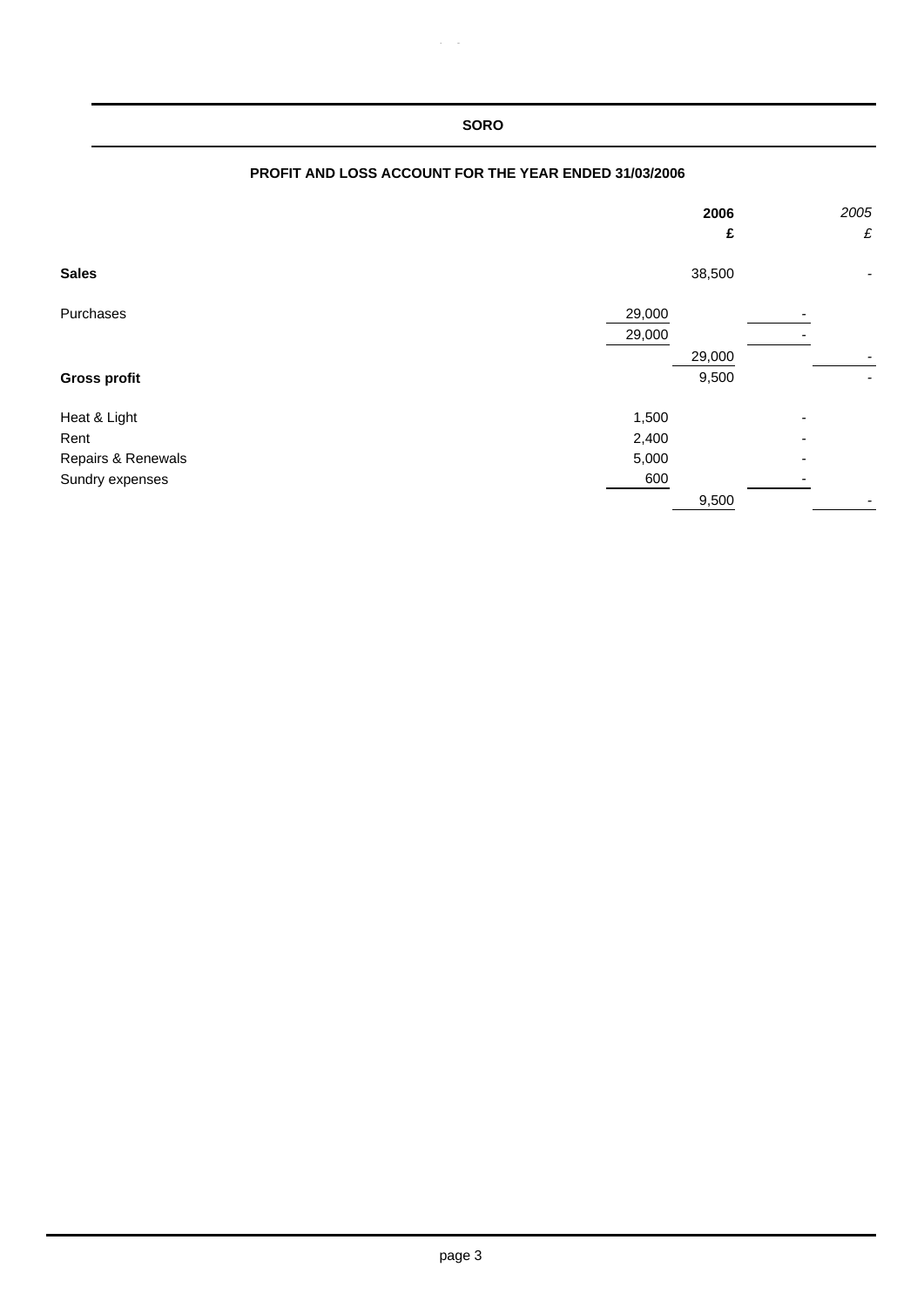**SORO**

**PROFIT AND LOSS ACCOUNT FOR THE YEAR ENDED 31/03/2006**

| | | **2006** | | *2005* |
|---|---|---|---|---|
| | | **£** | | *£* |
| **Sales** | | 38,500 | | - |
| Purchases | 29,000 | | - | |
| | 29,000 | | - | |
| | | 29,000 | | - |
| **Gross profit** | | 9,500 | | - |
| Heat & Light | 1,500 | | - | |
| Rent | 2,400 | | - | |
| Repairs & Renewals | 5,000 | | - | |
| Sundry expenses | 600 | | - | |
| | | 9,500 | | - |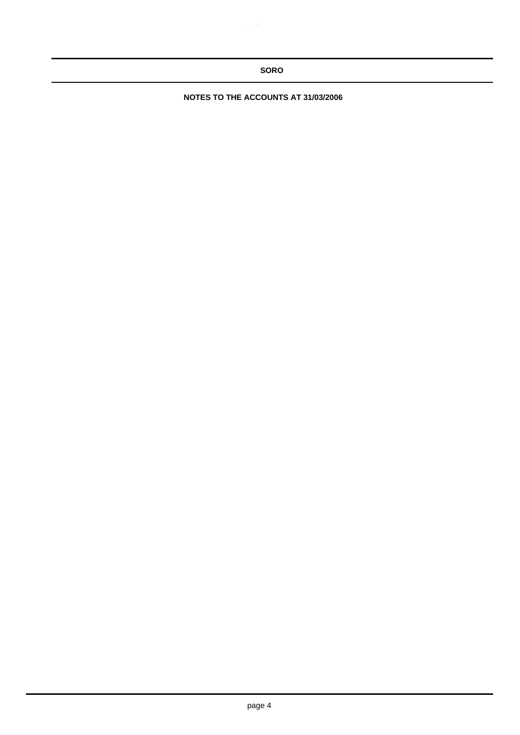**SORO**

**NOTES TO THE ACCOUNTS AT 31/03/2006**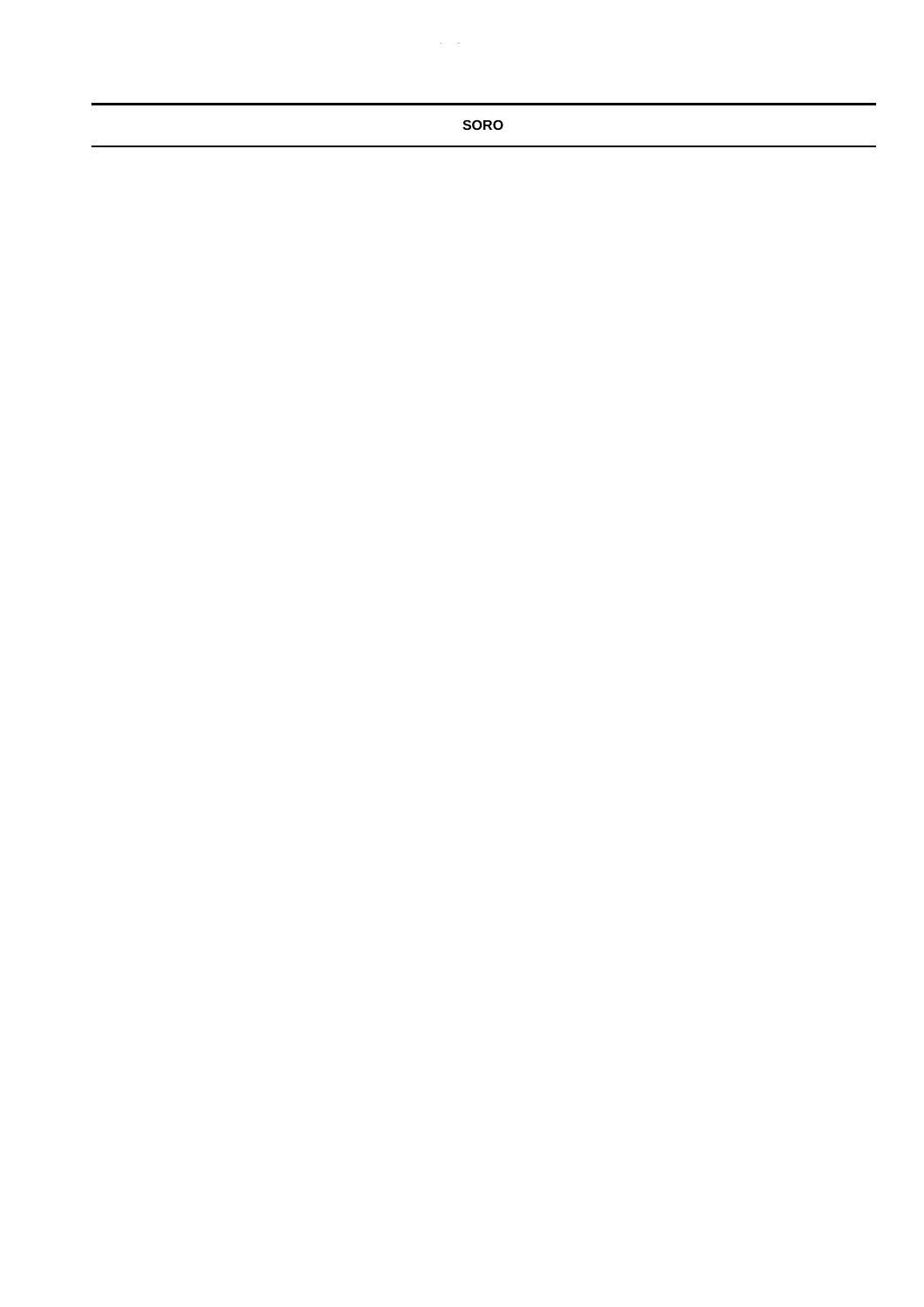**SORO**